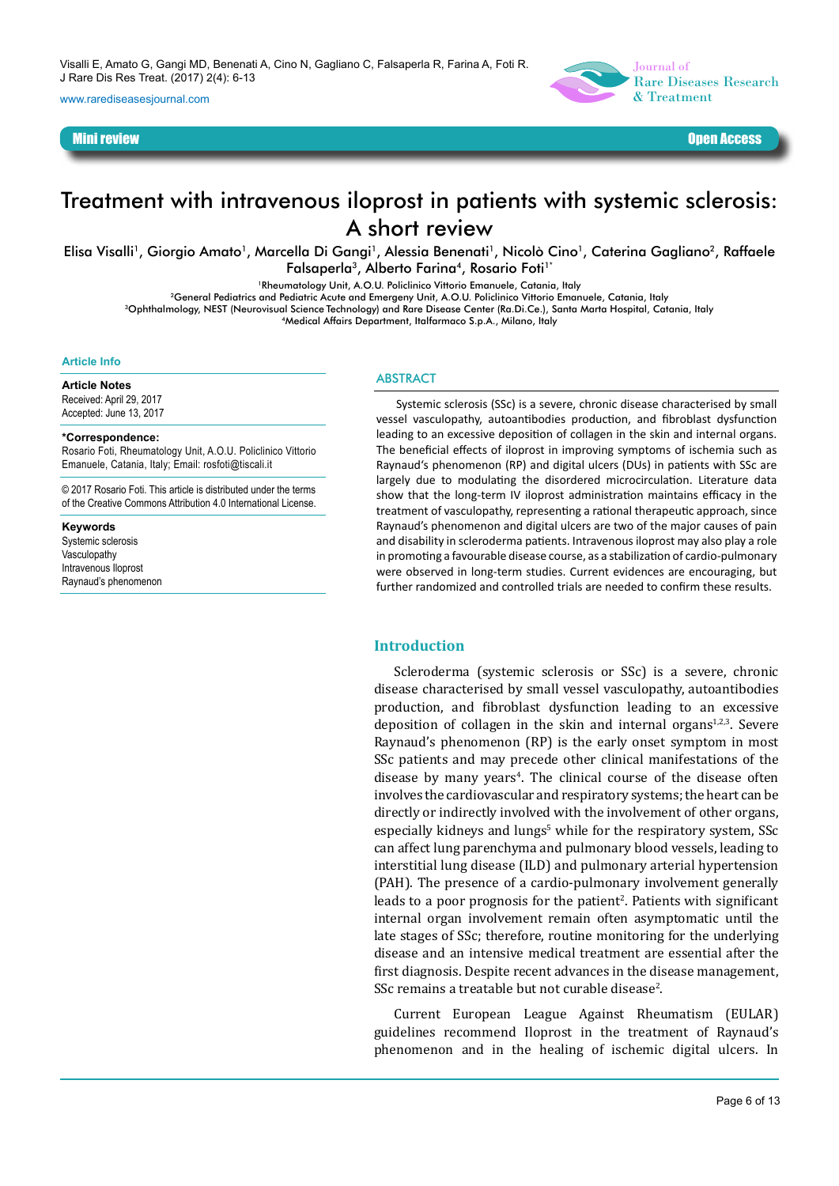Mini review | Open Access

# Treatment with intravenous iloprost in patients with systemic sclerosis: A short review

Elisa Visalli[1], Giorgio Amato[1], Marcella Di Gangi[1], Alessia Benenati[1], Nicolò Cino[1], Caterina Gagliano[2], Raffaele Falsaperla[3], Alberto Farina[4], Rosario Foti[1*]

[1]Rheumatology Unit, A.O.U. Policlinico Vittorio Emanuele, Catania, Italy
[2]General Pediatrics and Pediatric Acute and Emergeny Unit, A.O.U. Policlinico Vittorio Emanuele, Catania, Italy
[3]Ophthalmology, NEST (Neurovisual Science Technology) and Rare Disease Center (Ra.Di.Ce.), Santa Marta Hospital, Catania, Italy
[4]Medical Affairs Department, Italfarmaco S.p.A., Milano, Italy

### Article Info

**Article Notes**
Received: April 29, 2017
Accepted: June 13, 2017

**\*Correspondence:**
Rosario Foti, Rheumatology Unit, A.O.U. Policlinico Vittorio Emanuele, Catania, Italy; Email: rosfoti@tiscali.it

© 2017 Rosario Foti. This article is distributed under the terms of the Creative Commons Attribution 4.0 International License.

**Keywords**
Systemic sclerosis
Vasculopathy
Intravenous Iloprost
Raynaud's phenomenon

## ABSTRACT

Systemic sclerosis (SSc) is a severe, chronic disease characterised by small vessel vasculopathy, autoantibodies production, and fibroblast dysfunction leading to an excessive deposition of collagen in the skin and internal organs. The beneficial effects of iloprost in improving symptoms of ischemia such as Raynaud's phenomenon (RP) and digital ulcers (DUs) in patients with SSc are largely due to modulating the disordered microcirculation. Literature data show that the long-term IV iloprost administration maintains efficacy in the treatment of vasculopathy, representing a rational therapeutic approach, since Raynaud's phenomenon and digital ulcers are two of the major causes of pain and disability in scleroderma patients. Intravenous iloprost may also play a role in promoting a favourable disease course, as a stabilization of cardio-pulmonary were observed in long-term studies. Current evidences are encouraging, but further randomized and controlled trials are needed to confirm these results.

## Introduction

Scleroderma (systemic sclerosis or SSc) is a severe, chronic disease characterised by small vessel vasculopathy, autoantibodies production, and fibroblast dysfunction leading to an excessive deposition of collagen in the skin and internal organs[1,2,3]. Severe Raynaud's phenomenon (RP) is the early onset symptom in most SSc patients and may precede other clinical manifestations of the disease by many years[4]. The clinical course of the disease often involves the cardiovascular and respiratory systems; the heart can be directly or indirectly involved with the involvement of other organs, especially kidneys and lungs[5] while for the respiratory system, SSc can affect lung parenchyma and pulmonary blood vessels, leading to interstitial lung disease (ILD) and pulmonary arterial hypertension (PAH). The presence of a cardio-pulmonary involvement generally leads to a poor prognosis for the patient[2]. Patients with significant internal organ involvement remain often asymptomatic until the late stages of SSc; therefore, routine monitoring for the underlying disease and an intensive medical treatment are essential after the first diagnosis. Despite recent advances in the disease management, SSc remains a treatable but not curable disease[2].

Current European League Against Rheumatism (EULAR) guidelines recommend Iloprost in the treatment of Raynaud's phenomenon and in the healing of ischemic digital ulcers. In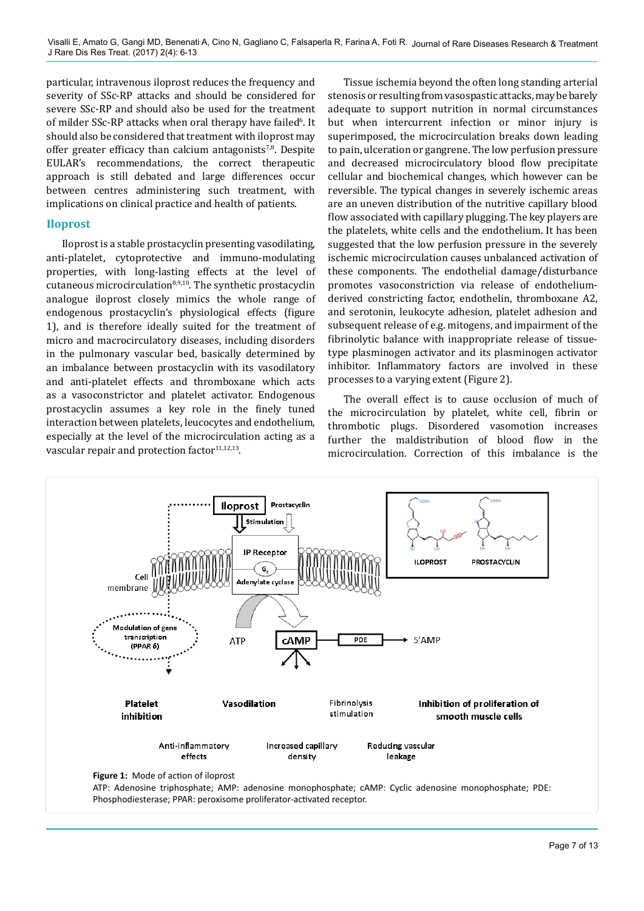particular, intravenous iloprost reduces the frequency and severity of SSc-RP attacks and should be considered for severe SSc-RP and should also be used for the treatment of milder SSc-RP attacks when oral therapy have failed[6]. It should also be considered that treatment with iloprost may offer greater efficacy than calcium antagonists[7,8]. Despite EULAR's recommendations, the correct therapeutic approach is still debated and large differences occur between centres administering such treatment, with implications on clinical practice and health of patients.

## Iloprost

Iloprost is a stable prostacyclin presenting vasodilating, anti-platelet, cytoprotective and immuno-modulating properties, with long-lasting effects at the level of cutaneous microcirculation[8,9,10]. The synthetic prostacyclin analogue iloprost closely mimics the whole range of endogenous prostacyclin's physiological effects (figure 1), and is therefore ideally suited for the treatment of micro and macrocirculatory diseases, including disorders in the pulmonary vascular bed, basically determined by an imbalance between prostacyclin with its vasodilatory and anti-platelet effects and thromboxane which acts as a vasoconstrictor and platelet activator. Endogenous prostacyclin assumes a key role in the finely tuned interaction between platelets, leucocytes and endothelium, especially at the level of the microcirculation acting as a vascular repair and protection factor[11,12,13].

Tissue ischemia beyond the often long standing arterial stenosis or resulting from vasospastic attacks, may be barely adequate to support nutrition in normal circumstances but when intercurrent infection or minor injury is superimposed, the microcirculation breaks down leading to pain, ulceration or gangrene. The low perfusion pressure and decreased microcirculatory blood flow precipitate cellular and biochemical changes, which however can be reversible. The typical changes in severely ischemic areas are an uneven distribution of the nutritive capillary blood flow associated with capillary plugging. The key players are the platelets, white cells and the endothelium. It has been suggested that the low perfusion pressure in the severely ischemic microcirculation causes unbalanced activation of these components. The endothelial damage/disturbance promotes vasoconstriction via release of endothelium-derived constricting factor, endothelin, thromboxane A2, and serotonin, leukocyte adhesion, platelet adhesion and subsequent release of e.g. mitogens, and impairment of the fibrinolytic balance with inappropriate release of tissue-type plasminogen activator and its plasminogen activator inhibitor. Inflammatory factors are involved in these processes to a varying extent (Figure 2).

The overall effect is to cause occlusion of much of the microcirculation by platelet, white cell, fibrin or thrombotic plugs. Disordered vasomotion increases further the maldistribution of blood flow in the microcirculation. Correction of this imbalance is the

Iloprost
Prostacyclin
Stimulation
IP Receptor
$G_s$
Adenylate cyclase
Cell membrane
ILOPROST
PROSTACYCLIN
Modulation of gene transcription (PPAR δ)
ATP
cAMP
PDE
5'AMP
Platelet inhibition
Vasodilation
Fibrinolysis stimulation
Inhibition of proliferation of smooth muscle cells
Anti-inflammatory effects
Increased capillary density
Reducing vascular leakage

**Figure 1:** Mode of action of iloprost

ATP: Adenosine triphosphate; AMP: adenosine monophosphate; cAMP: Cyclic adenosine monophosphate; PDE: Phosphodiesterase; PPAR: peroxisome proliferator-activated receptor.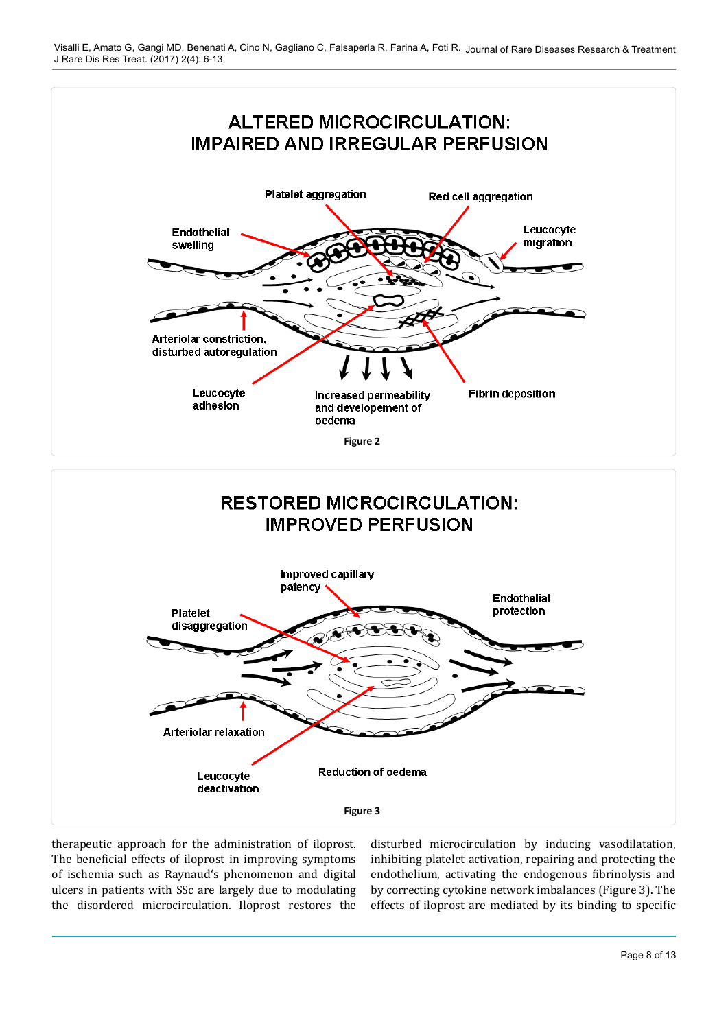ALTERED MICROCIRCULATION: IMPAIRED AND IRREGULAR PERFUSION

Platelet aggregation

Red cell aggregation

Endothelial swelling

Leucocyte migration

Arteriolar constriction, disturbed autoregulation

Leucocyte adhesion

Increased permeability and developement of oedema

Fibrin deposition

Figure 2

RESTORED MICROCIRCULATION: IMPROVED PERFUSION

Improved capillary patency

Endothelial protection

Platelet disaggregation

Arteriolar relaxation

Leucocyte deactivation

Reduction of oedema

Figure 3

therapeutic approach for the administration of iloprost. The beneficial effects of iloprost in improving symptoms of ischemia such as Raynaud's phenomenon and digital ulcers in patients with SSc are largely due to modulating the disordered microcirculation. Iloprost restores the disturbed microcirculation by inducing vasodilatation, inhibiting platelet activation, repairing and protecting the endothelium, activating the endogenous fibrinolysis and by correcting cytokine network imbalances (Figure 3). The effects of iloprost are mediated by its binding to specific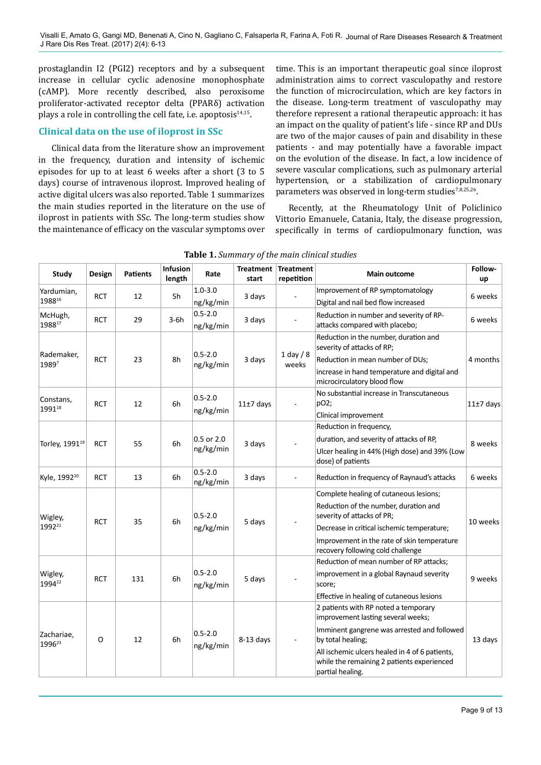prostaglandin I2 (PGI2) receptors and by a subsequent increase in cellular cyclic adenosine monophosphate (cAMP). More recently described, also peroxisome proliferator-activated receptor delta (PPARδ) activation plays a role in controlling the cell fate, i.e. apoptosis[14,15].

## Clinical data on the use of iloprost in SSc

Clinical data from the literature show an improvement in the frequency, duration and intensity of ischemic episodes for up to at least 6 weeks after a short (3 to 5 days) course of intravenous iloprost. Improved healing of active digital ulcers was also reported. Table 1 summarizes the main studies reported in the literature on the use of iloprost in patients with SSc. The long-term studies show the maintenance of efficacy on the vascular symptoms over time. This is an important therapeutic goal since iloprost administration aims to correct vasculopathy and restore the function of microcirculation, which are key factors in the disease. Long-term treatment of vasculopathy may therefore represent a rational therapeutic approach: it has an impact on the quality of patient's life - since RP and DUs are two of the major causes of pain and disability in these patients - and may potentially have a favorable impact on the evolution of the disease. In fact, a low incidence of severe vascular complications, such as pulmonary arterial hypertension, or a stabilization of cardiopulmonary parameters was observed in long-term studies[7,8,25,26].

Recently, at the Rheumatology Unit of Policlinico Vittorio Emanuele, Catania, Italy, the disease progression, specifically in terms of cardiopulmonary function, was

**Table 1.** *Summary of the main clinical studies*

| Study | Design | Patients | Infusion length | Rate | Treatment start | Treatment repetition | Main outcome | Follow-up |
|---|---|---|---|---|---|---|---|---|
| Yardumian, 1988[16] | RCT | 12 | 5h | 1.0-3.0 ng/kg/min | 3 days | - | Improvement of RP symptomatology<br>Digital and nail bed flow increased | 6 weeks |
| McHugh, 1988[17] | RCT | 29 | 3-6h | 0.5-2.0 ng/kg/min | 3 days | - | Reduction in number and severity of RP-attacks compared with placebo; | 6 weeks |
| Rademaker, 1989[7] | RCT | 23 | 8h | 0.5-2.0 ng/kg/min | 3 days | 1 day / 8 weeks | Reduction in the number, duration and severity of attacks of RP;<br>Reduction in mean number of DUs;<br>increase in hand temperature and digital and microcirculatory blood flow | 4 months |
| Constans, 1991[18] | RCT | 12 | 6h | 0.5-2.0 ng/kg/min | 11±7 days | - | No substantial increase in Transcutaneous pO2;<br>Clinical improvement | 11±7 days |
| Torley, 1991[19] | RCT | 55 | 6h | 0.5 or 2.0 ng/kg/min | 3 days | - | Reduction in frequency,<br>duration, and severity of attacks of RP,<br>Ulcer healing in 44% (High dose) and 39% (Low dose) of patients | 8 weeks |
| Kyle, 1992[20] | RCT | 13 | 6h | 0.5-2.0 ng/kg/min | 3 days | - | Reduction in frequency of Raynaud's attacks | 6 weeks |
| Wigley, 1992[21] | RCT | 35 | 6h | 0.5-2.0 ng/kg/min | 5 days | - | Complete healing of cutaneous lesions;<br>Reduction of the number, duration and severity of attacks of PR;<br>Decrease in critical ischemic temperature;<br>Improvement in the rate of skin temperature recovery following cold challenge | 10 weeks |
| Wigley, 1994[22] | RCT | 131 | 6h | 0.5-2.0 ng/kg/min | 5 days | - | Reduction of mean number of RP attacks;<br>improvement in a global Raynaud severity score;<br>Effective in healing of cutaneous lesions | 9 weeks |
| Zachariae, 1996[23] | O | 12 | 6h | 0.5-2.0 ng/kg/min | 8-13 days | - | 2 patients with RP noted a temporary improvement lasting several weeks;<br>Imminent gangrene was arrested and followed by total healing;<br>All ischemic ulcers healed in 4 of 6 patients, while the remaining 2 patients experienced partial healing. | 13 days |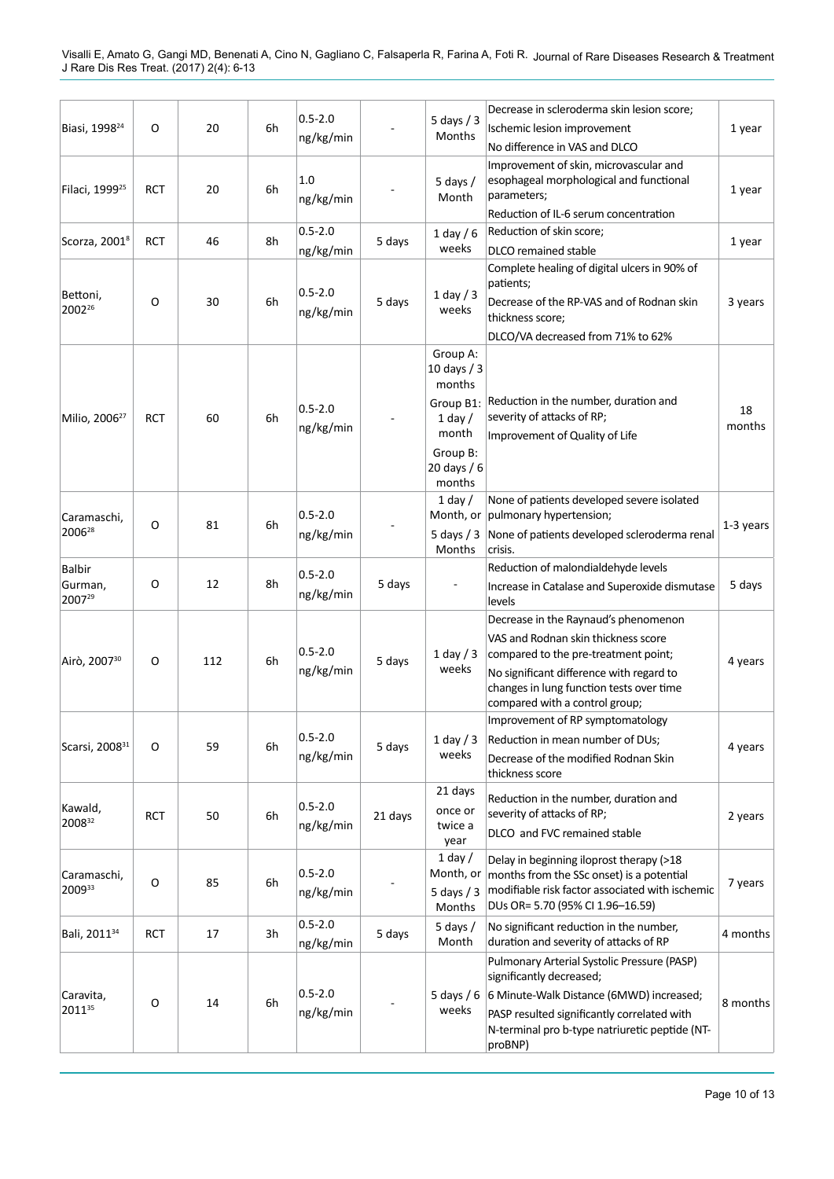| | | | | | | | | |
|---|---|---|---|---|---|---|---|---|
| Biasi, 1998[24] | O | 20 | 6h | 0.5-2.0 ng/kg/min | - | 5 days / 3 Months | Decrease in scleroderma skin lesion score; Ischemic lesion improvement No difference in VAS and DLCO | 1 year |
| Filaci, 1999[25] | RCT | 20 | 6h | 1.0 ng/kg/min | - | 5 days / Month | Improvement of skin, microvascular and esophageal morphological and functional parameters; Reduction of IL-6 serum concentration | 1 year |
| Scorza, 2001[8] | RCT | 46 | 8h | 0.5-2.0 ng/kg/min | 5 days | 1 day / 6 weeks | Reduction of skin score; DLCO remained stable | 1 year |
| Bettoni, 2002[26] | O | 30 | 6h | 0.5-2.0 ng/kg/min | 5 days | 1 day / 3 weeks | Complete healing of digital ulcers in 90% of patients; Decrease of the RP-VAS and of Rodnan skin thickness score; DLCO/VA decreased from 71% to 62% | 3 years |
| Milio, 2006[27] | RCT | 60 | 6h | 0.5-2.0 ng/kg/min | - | Group A: 10 days / 3 months Group B1: 1 day / month Group B: 20 days / 6 months | Reduction in the number, duration and severity of attacks of RP; Improvement of Quality of Life | 18 months |
| Caramaschi, 2006[28] | O | 81 | 6h | 0.5-2.0 ng/kg/min | - | 1 day / Month, or 5 days / 3 Months | None of patients developed severe isolated pulmonary hypertension; None of patients developed scleroderma renal crisis. | 1-3 years |
| Balbir Gurman, 2007[29] | O | 12 | 8h | 0.5-2.0 ng/kg/min | 5 days | - | Reduction of malondialdehyde levels Increase in Catalase and Superoxide dismutase levels | 5 days |
| Airò, 2007[30] | O | 112 | 6h | 0.5-2.0 ng/kg/min | 5 days | 1 day / 3 weeks | Decrease in the Raynaud's phenomenon VAS and Rodnan skin thickness score compared to the pre-treatment point; No significant difference with regard to changes in lung function tests over time compared with a control group; | 4 years |
| Scarsi, 2008[31] | O | 59 | 6h | 0.5-2.0 ng/kg/min | 5 days | 1 day / 3 weeks | Improvement of RP symptomatology Reduction in mean number of DUs; Decrease of the modified Rodnan Skin thickness score | 4 years |
| Kawald, 2008[32] | RCT | 50 | 6h | 0.5-2.0 ng/kg/min | 21 days | 21 days once or twice a year | Reduction in the number, duration and severity of attacks of RP; DLCO and FVC remained stable | 2 years |
| Caramaschi, 2009[33] | O | 85 | 6h | 0.5-2.0 ng/kg/min | - | 1 day / Month, or 5 days / 3 Months | Delay in beginning iloprost therapy (>18 months from the SSc onset) is a potential modifiable risk factor associated with ischemic DUs OR= 5.70 (95% CI 1.96–16.59) | 7 years |
| Bali, 2011[34] | RCT | 17 | 3h | 0.5-2.0 ng/kg/min | 5 days | 5 days / Month | No significant reduction in the number, duration and severity of attacks of RP | 4 months |
| Caravita, 2011[35] | O | 14 | 6h | 0.5-2.0 ng/kg/min | - | 5 days / 6 weeks | Pulmonary Arterial Systolic Pressure (PASP) significantly decreased; 6 Minute-Walk Distance (6MWD) increased; PASP resulted significantly correlated with N-terminal pro b-type natriuretic peptide (NT-proBNP) | 8 months |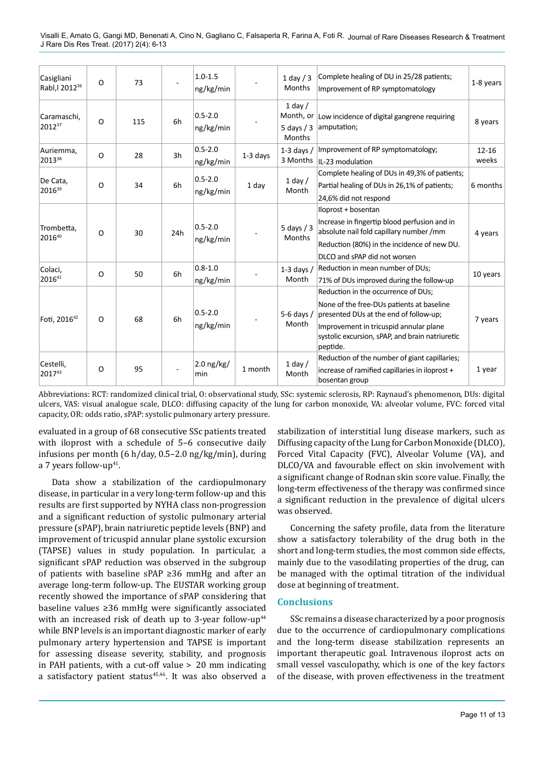| | | | | | | | | |
|---|---|---|---|---|---|---|---|---|
| Casigliani Rabl,I 2012[36] | O | 73 | - | 1.0-1.5 ng/kg/min | - | 1 day / 3 Months | Complete healing of DU in 25/28 patients; Improvement of RP symptomatology | 1-8 years |
| Caramaschi, 2012[37] | O | 115 | 6h | 0.5-2.0 ng/kg/min | - | 1 day / Month, or 5 days / 3 Months | Low incidence of digital gangrene requiring amputation; | 8 years |
| Auriemma, 2013[38] | O | 28 | 3h | 0.5-2.0 ng/kg/min | 1-3 days | 1-3 days / 3 Months | Improvement of RP symptomatology; IL-23 modulation | 12-16 weeks |
| De Cata, 2016[39] | O | 34 | 6h | 0.5-2.0 ng/kg/min | 1 day | 1 day / Month | Complete healing of DUs in 49,3% of patients; Partial healing of DUs in 26,1% of patients; 24,6% did not respond | 6 months |
| Trombetta, 2016[40] | O | 30 | 24h | 0.5-2.0 ng/kg/min | - | 5 days / 3 Months | Iloprost + bosentan Increase in fingertip blood perfusion and in absolute nail fold capillary number /mm Reduction (80%) in the incidence of new DU. DLCO and sPAP did not worsen | 4 years |
| Colaci, 2016[41] | O | 50 | 6h | 0.8-1.0 ng/kg/min | - | 1-3 days / Month | Reduction in mean number of DUs; 71% of DUs improved during the follow-up | 10 years |
| Foti, 2016[42] | O | 68 | 6h | 0.5-2.0 ng/kg/min | - | 5-6 days / Month | Reduction in the occurrence of DUs; None of the free-DUs patients at baseline presented DUs at the end of follow-up; Improvement in tricuspid annular plane systolic excursion, sPAP, and brain natriuretic peptide. | 7 years |
| Cestelli, 2017[43] | O | 95 | - | 2.0 ng/kg/ min | 1 month | 1 day / Month | Reduction of the number of giant capillaries; increase of ramified capillaries in iloprost + bosentan group | 1 year |

Abbreviations: RCT: randomized clinical trial, O: observational study, SSc: systemic sclerosis, RP: Raynaud's phenomenon, DUs: digital ulcers, VAS: visual analogue scale, DLCO: diffusing capacity of the lung for carbon monoxide, VA: alveolar volume, FVC: forced vital capacity, OR: odds ratio, sPAP: systolic pulmonary artery pressure.

evaluated in a group of 68 consecutive SSc patients treated with iloprost with a schedule of 5–6 consecutive daily infusions per month (6 h/day, 0.5–2.0 ng/kg/min), during a 7 years follow-up[41].

Data show a stabilization of the cardiopulmonary disease, in particular in a very long-term follow-up and this results are first supported by NYHA class non-progression and a significant reduction of systolic pulmonary arterial pressure (sPAP), brain natriuretic peptide levels (BNP) and improvement of tricuspid annular plane systolic excursion (TAPSE) values in study population. In particular, a significant sPAP reduction was observed in the subgroup of patients with baseline sPAP ≥36 mmHg and after an average long-term follow-up. The EUSTAR working group recently showed the importance of sPAP considering that baseline values ≥36 mmHg were significantly associated with an increased risk of death up to 3-year follow-up[44] while BNP levels is an important diagnostic marker of early pulmonary artery hypertension and TAPSE is important for assessing disease severity, stability, and prognosis in PAH patients, with a cut-off value > 20 mm indicating a satisfactory patient status[45,46]. It was also observed a stabilization of interstitial lung disease markers, such as Diffusing capacity of the Lung for Carbon Monoxide (DLCO), Forced Vital Capacity (FVC), Alveolar Volume (VA), and DLCO/VA and favourable effect on skin involvement with a significant change of Rodnan skin score value. Finally, the long-term effectiveness of the therapy was confirmed since a significant reduction in the prevalence of digital ulcers was observed.

Concerning the safety profile, data from the literature show a satisfactory tolerability of the drug both in the short and long-term studies, the most common side effects, mainly due to the vasodilating properties of the drug, can be managed with the optimal titration of the individual dose at beginning of treatment.

## Conclusions

SSc remains a disease characterized by a poor prognosis due to the occurrence of cardiopulmonary complications and the long-term disease stabilization represents an important therapeutic goal. Intravenous iloprost acts on small vessel vasculopathy, which is one of the key factors of the disease, with proven effectiveness in the treatment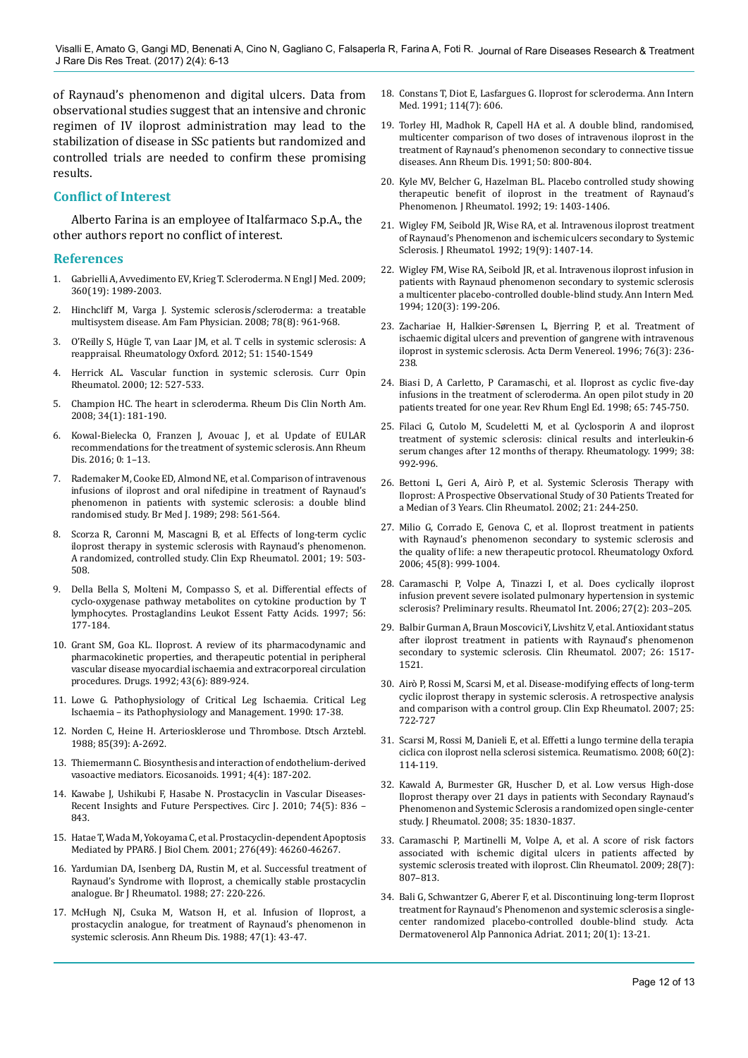of Raynaud's phenomenon and digital ulcers. Data from observational studies suggest that an intensive and chronic regimen of IV iloprost administration may lead to the stabilization of disease in SSc patients but randomized and controlled trials are needed to confirm these promising results.

## Conflict of Interest

Alberto Farina is an employee of Italfarmaco S.p.A., the other authors report no conflict of interest.

## References

1. Gabrielli A, Avvedimento EV, Krieg T. Scleroderma. N Engl J Med. 2009; 360(19): 1989-2003.
2. Hinchcliff M, Varga J. Systemic sclerosis/scleroderma: a treatable multisystem disease. Am Fam Physician. 2008; 78(8): 961-968.
3. O'Reilly S, Hügle T, van Laar JM, et al. T cells in systemic sclerosis: A reappraisal. Rheumatology Oxford. 2012; 51: 1540-1549
4. Herrick AL. Vascular function in systemic sclerosis. Curr Opin Rheumatol. 2000; 12: 527-533.
5. Champion HC. The heart in scleroderma. Rheum Dis Clin North Am. 2008; 34(1): 181-190.
6. Kowal-Bielecka O, Franzen J, Avouac J, et al. Update of EULAR recommendations for the treatment of systemic sclerosis. Ann Rheum Dis. 2016; 0: 1–13.
7. Rademaker M, Cooke ED, Almond NE, et al. Comparison of intravenous infusions of iloprost and oral nifedipine in treatment of Raynaud's phenomenon in patients with systemic sclerosis: a double blind randomised study. Br Med J. 1989; 298: 561-564.
8. Scorza R, Caronni M, Mascagni B, et al. Effects of long-term cyclic iloprost therapy in systemic sclerosis with Raynaud's phenomenon. A randomized, controlled study. Clin Exp Rheumatol. 2001; 19: 503-508.
9. Della Bella S, Molteni M, Compasso S, et al. Differential effects of cyclo-oxygenase pathway metabolites on cytokine production by T lymphocytes. Prostaglandins Leukot Essent Fatty Acids. 1997; 56: 177-184.
10. Grant SM, Goa KL. Iloprost. A review of its pharmacodynamic and pharmacokinetic properties, and therapeutic potential in peripheral vascular disease myocardial ischaemia and extracorporeal circulation procedures. Drugs. 1992; 43(6): 889-924.
11. Lowe G. Pathophysiology of Critical Leg Ischaemia. Critical Leg Ischaemia – its Pathophysiology and Management. 1990: 17-38.
12. Norden C, Heine H. Arteriosklerose und Thrombose. Dtsch Arztebl. 1988; 85(39): A-2692.
13. Thiemermann C. Biosynthesis and interaction of endothelium-derived vasoactive mediators. Eicosanoids. 1991; 4(4): 187-202.
14. Kawabe J, Ushikubi F, Hasabe N. Prostacyclin in Vascular Diseases-Recent Insights and Future Perspectives. Circ J. 2010; 74(5): 836 – 843.
15. Hatae T, Wada M, Yokoyama C, et al. Prostacyclin-dependent Apoptosis Mediated by PPARδ. J Biol Chem. 2001; 276(49): 46260-46267.
16. Yardumian DA, Isenberg DA, Rustin M, et al. Successful treatment of Raynaud's Syndrome with Iloprost, a chemically stable prostacyclin analogue. Br J Rheumatol. 1988; 27: 220-226.
17. McHugh NJ, Csuka M, Watson H, et al. Infusion of Iloprost, a prostacyclin analogue, for treatment of Raynaud's phenomenon in systemic sclerosis. Ann Rheum Dis. 1988; 47(1): 43-47.
18. Constans T, Diot E, Lasfargues G. Iloprost for scleroderma. Ann Intern Med. 1991; 114(7): 606.
19. Torley HI, Madhok R, Capell HA et al. A double blind, randomised, multicenter comparison of two doses of intravenous iloprost in the treatment of Raynaud's phenomenon secondary to connective tissue diseases. Ann Rheum Dis. 1991; 50: 800-804.
20. Kyle MV, Belcher G, Hazelman BL. Placebo controlled study showing therapeutic benefit of iloprost in the treatment of Raynaud's Phenomenon. J Rheumatol. 1992; 19: 1403-1406.
21. Wigley FM, Seibold JR, Wise RA, et al. Intravenous iloprost treatment of Raynaud's Phenomenon and ischemic ulcers secondary to Systemic Sclerosis. J Rheumatol. 1992; 19(9): 1407-14.
22. Wigley FM, Wise RA, Seibold JR, et al. Intravenous iloprost infusion in patients with Raynaud phenomenon secondary to systemic sclerosis a multicenter placebo-controlled double-blind study. Ann Intern Med. 1994; 120(3): 199-206.
23. Zachariae H, Halkier-Sørensen L, Bjerring P, et al. Treatment of ischaemic digital ulcers and prevention of gangrene with intravenous iloprost in systemic sclerosis. Acta Derm Venereol. 1996; 76(3): 236-238.
24. Biasi D, A Carletto, P Caramaschi, et al. Iloprost as cyclic five-day infusions in the treatment of scleroderma. An open pilot study in 20 patients treated for one year. Rev Rhum Engl Ed. 1998; 65: 745-750.
25. Filaci G, Cutolo M, Scudeletti M, et al. Cyclosporin A and iloprost treatment of systemic sclerosis: clinical results and interleukin-6 serum changes after 12 months of therapy. Rheumatology. 1999; 38: 992-996.
26. Bettoni L, Geri A, Airò P, et al. Systemic Sclerosis Therapy with Iloprost: A Prospective Observational Study of 30 Patients Treated for a Median of 3 Years. Clin Rheumatol. 2002; 21: 244-250.
27. Milio G, Corrado E, Genova C, et al. Iloprost treatment in patients with Raynaud's phenomenon secondary to systemic sclerosis and the quality of life: a new therapeutic protocol. Rheumatology Oxford. 2006; 45(8): 999-1004.
28. Caramaschi P, Volpe A, Tinazzi I, et al. Does cyclically iloprost infusion prevent severe isolated pulmonary hypertension in systemic sclerosis? Preliminary results. Rheumatol Int. 2006; 27(2): 203–205.
29. Balbir Gurman A, Braun Moscovici Y, Livshitz V, et al. Antioxidant status after iloprost treatment in patients with Raynaud's phenomenon secondary to systemic sclerosis. Clin Rheumatol. 2007; 26: 1517-1521.
30. Airò P, Rossi M, Scarsi M, et al. Disease-modifying effects of long-term cyclic iloprost therapy in systemic sclerosis. A retrospective analysis and comparison with a control group. Clin Exp Rheumatol. 2007; 25: 722-727
31. Scarsi M, Rossi M, Danieli E, et al. Effetti a lungo termine della terapia ciclica con iloprost nella sclerosi sistemica. Reumatismo. 2008; 60(2): 114-119.
32. Kawald A, Burmester GR, Huscher D, et al. Low versus High-dose Iloprost therapy over 21 days in patients with Secondary Raynaud's Phenomenon and Systemic Sclerosis a randomized open single-center study. J Rheumatol. 2008; 35: 1830-1837.
33. Caramaschi P, Martinelli M, Volpe A, et al. A score of risk factors associated with ischemic digital ulcers in patients affected by systemic sclerosis treated with iloprost. Clin Rheumatol. 2009; 28(7): 807–813.
34. Bali G, Schwantzer G, Aberer F, et al. Discontinuing long-term Iloprost treatment for Raynaud's Phenomenon and systemic sclerosis a single-center randomized placebo-controlled double-blind study. Acta Dermatovenerol Alp Pannonica Adriat. 2011; 20(1): 13-21.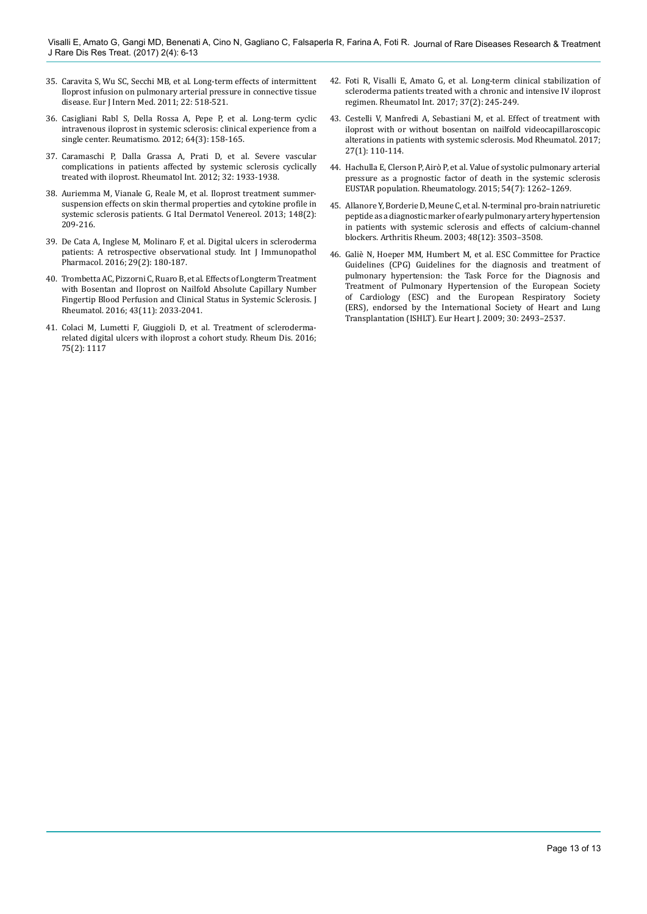35. Caravita S, Wu SC, Secchi MB, et al. Long-term effects of intermittent Iloprost infusion on pulmonary arterial pressure in connective tissue disease. Eur J Intern Med. 2011; 22: 518-521.

36. Casigliani Rabl S, Della Rossa A, Pepe P, et al. Long-term cyclic intravenous iloprost in systemic sclerosis: clinical experience from a single center. Reumatismo. 2012; 64(3): 158-165.

37. Caramaschi P, Dalla Grassa A, Prati D, et al. Severe vascular complications in patients affected by systemic sclerosis cyclically treated with iloprost. Rheumatol Int. 2012; 32: 1933-1938.

38. Auriemma M, Vianale G, Reale M, et al. Iloprost treatment summer-suspension effects on skin thermal properties and cytokine profile in systemic sclerosis patients. G Ital Dermatol Venereol. 2013; 148(2): 209-216.

39. De Cata A, Inglese M, Molinaro F, et al. Digital ulcers in scleroderma patients: A retrospective observational study. Int J Immunopathol Pharmacol. 2016; 29(2): 180-187.

40. Trombetta AC, Pizzorni C, Ruaro B, et al. Effects of Longterm Treatment with Bosentan and Iloprost on Nailfold Absolute Capillary Number Fingertip Blood Perfusion and Clinical Status in Systemic Sclerosis. J Rheumatol. 2016; 43(11): 2033-2041.

41. Colaci M, Lumetti F, Giuggioli D, et al. Treatment of scleroderma-related digital ulcers with iloprost a cohort study. Rheum Dis. 2016; 75(2): 1117

42. Foti R, Visalli E, Amato G, et al. Long-term clinical stabilization of scleroderma patients treated with a chronic and intensive IV iloprost regimen. Rheumatol Int. 2017; 37(2): 245-249.

43. Cestelli V, Manfredi A, Sebastiani M, et al. Effect of treatment with iloprost with or without bosentan on nailfold videocapillaroscopic alterations in patients with systemic sclerosis. Mod Rheumatol. 2017; 27(1): 110-114.

44. Hachulla E, Clerson P, Airò P, et al. Value of systolic pulmonary arterial pressure as a prognostic factor of death in the systemic sclerosis EUSTAR population. Rheumatology. 2015; 54(7): 1262–1269.

45. Allanore Y, Borderie D, Meune C, et al. N-terminal pro-brain natriuretic peptide as a diagnostic marker of early pulmonary artery hypertension in patients with systemic sclerosis and effects of calcium-channel blockers. Arthritis Rheum. 2003; 48(12): 3503–3508.

46. Galiè N, Hoeper MM, Humbert M, et al. ESC Committee for Practice Guidelines (CPG) Guidelines for the diagnosis and treatment of pulmonary hypertension: the Task Force for the Diagnosis and Treatment of Pulmonary Hypertension of the European Society of Cardiology (ESC) and the European Respiratory Society (ERS), endorsed by the International Society of Heart and Lung Transplantation (ISHLT). Eur Heart J. 2009; 30: 2493–2537.